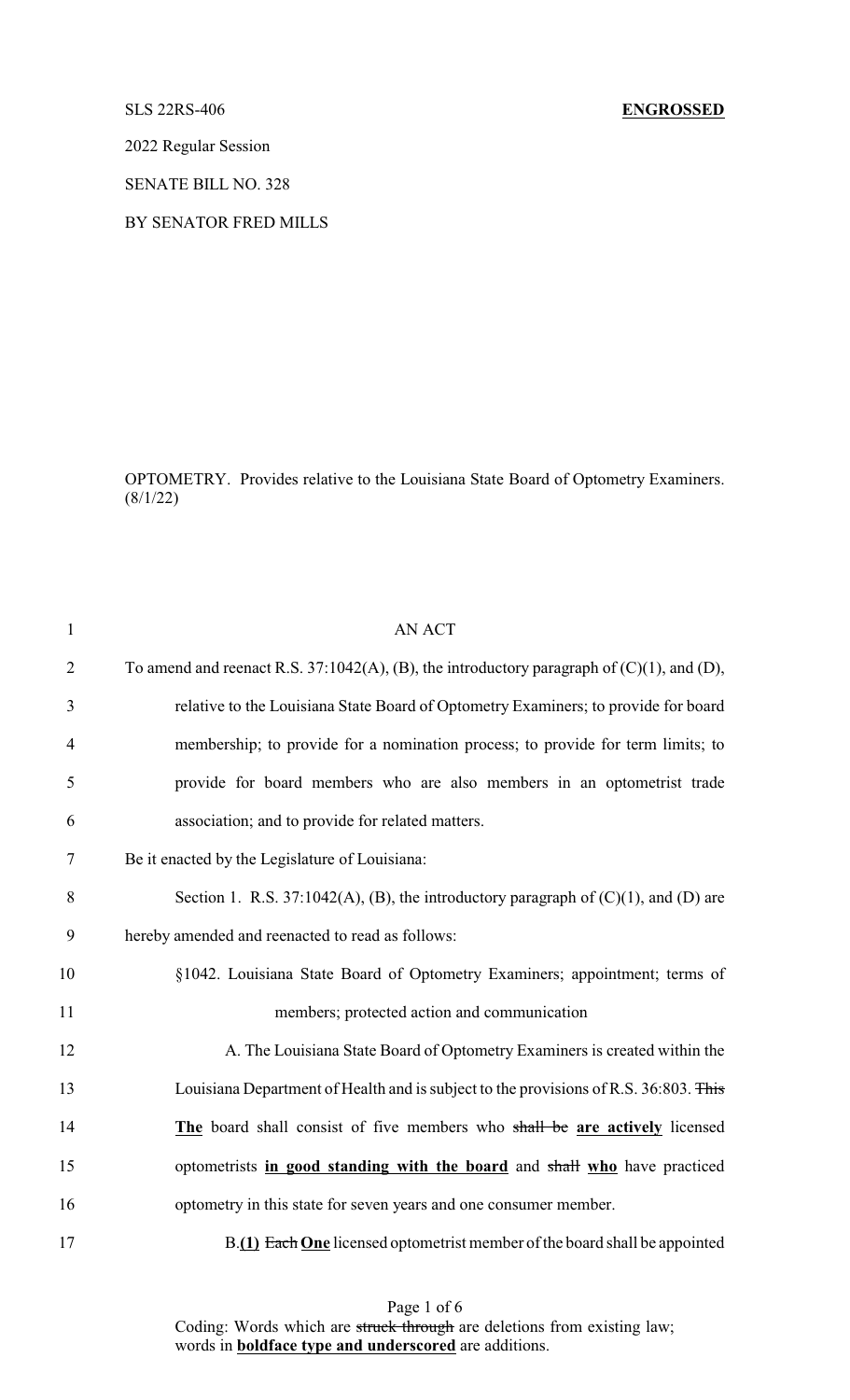SLS 22RS-406 **ENGROSSED**

2022 Regular Session

SENATE BILL NO. 328

BY SENATOR FRED MILLS

OPTOMETRY. Provides relative to the Louisiana State Board of Optometry Examiners. (8/1/22)

AN ACT

To amend and reenact R.S. 37:1042(A), (B), the introductory paragraph of (C)(1), and (D), relative to the Louisiana State Board of Optometry Examiners; to provide for board membership; to provide for a nomination process; to provide for term limits; to provide for board members who are also members in an optometrist trade association; and to provide for related matters.

Be it enacted by the Legislature of Louisiana:

Section 1. R.S. 37:1042(A), (B), the introductory paragraph of (C)(1), and (D) are hereby amended and reenacted to read as follows:

§1042. Louisiana State Board of Optometry Examiners; appointment; terms of members; protected action and communication

A. The Louisiana State Board of Optometry Examiners is created within the Louisiana Department of Health and is subject to the provisions of R.S. 36:803. ~~This~~ **The** board shall consist of five members who ~~shall be~~ **are actively** licensed optometrists **in good standing with the board** and ~~shall~~ **who** have practiced optometry in this state for seven years and one consumer member.

B.**(1)** ~~Each~~ **One** licensed optometrist member of the board shall be appointed

Coding: Words which are ~~struck through~~ are deletions from existing law; words in **boldface type and underscored** are additions.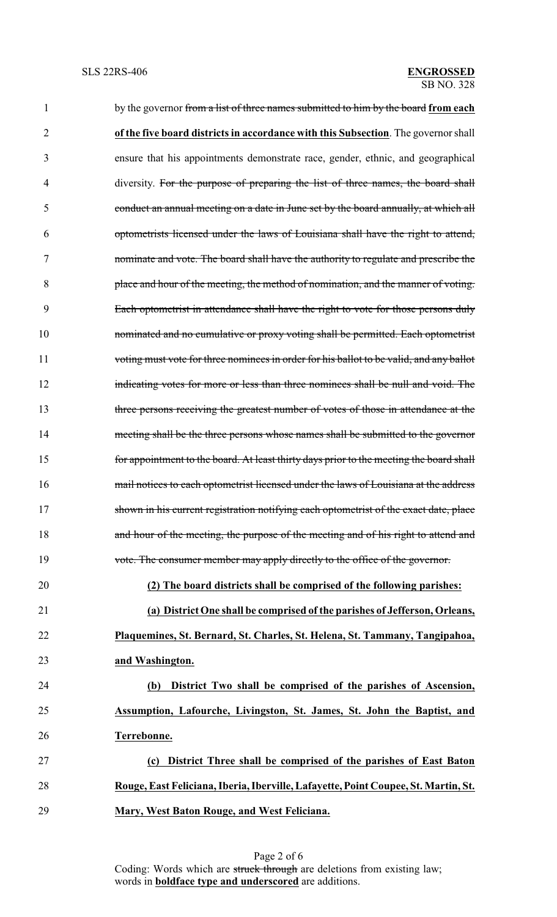by the governor ~~from a list of three names submitted to him by the board~~ **<u>from each of the five board districts in accordance with this Subsection</u>**. The governor shall ensure that his appointments demonstrate race, gender, ethnic, and geographical diversity. ~~For the purpose of preparing the list of three names, the board shall conduct an annual meeting on a date in June set by the board annually, at which all optometrists licensed under the laws of Louisiana shall have the right to attend, nominate and vote. The board shall have the authority to regulate and prescribe the place and hour of the meeting, the method of nomination, and the manner of voting. Each optometrist in attendance shall have the right to vote for those persons duly nominated and no cumulative or proxy voting shall be permitted. Each optometrist voting must vote for three nominees in order for his ballot to be valid, and any ballot indicating votes for more or less than three nominees shall be null and void. The three persons receiving the greatest number of votes of those in attendance at the meeting shall be the three persons whose names shall be submitted to the governor for appointment to the board. At least thirty days prior to the meeting the board shall mail notices to each optometrist licensed under the laws of Louisiana at the address shown in his current registration notifying each optometrist of the exact date, place and hour of the meeting, the purpose of the meeting and of his right to attend and vote. The consumer member may apply directly to the office of the governor.~~

**<u>(2) The board districts shall be comprised of the following parishes:</u>**

**<u>(a) District One shall be comprised of the parishes of Jefferson, Orleans, Plaquemines, St. Bernard, St. Charles, St. Helena, St. Tammany, Tangipahoa, and Washington.</u>**

**<u>(b) District Two shall be comprised of the parishes of Ascension, Assumption, Lafourche, Livingston, St. James, St. John the Baptist, and Terrebonne.</u>**

**<u>(c) District Three shall be comprised of the parishes of East Baton Rouge, East Feliciana, Iberia, Iberville, Lafayette, Point Coupee, St. Martin, St. Mary, West Baton Rouge, and West Feliciana.</u>**

Coding: Words which are ~~struck through~~ are deletions from existing law; words in **<u>boldface type and underscored</u>** are additions.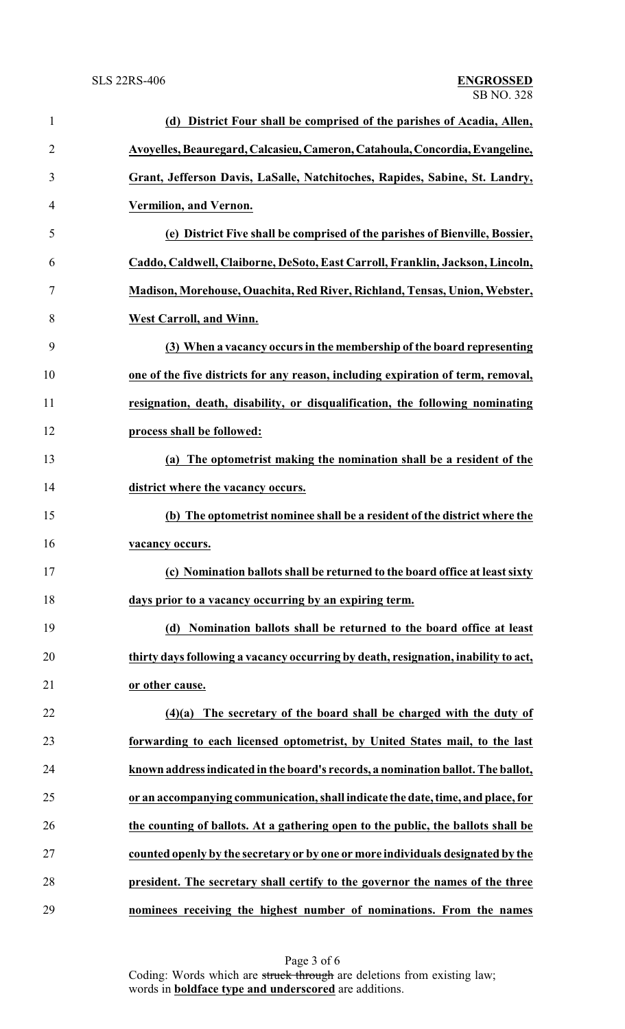**(d) District Four shall be comprised of the parishes of Acadia, Allen, Avoyelles, Beauregard, Calcasieu, Cameron, Catahoula, Concordia, Evangeline, Grant, Jefferson Davis, LaSalle, Natchitoches, Rapides, Sabine, St. Landry, Vermilion, and Vernon.**

**(e) District Five shall be comprised of the parishes of Bienville, Bossier, Caddo, Caldwell, Claiborne, DeSoto, East Carroll, Franklin, Jackson, Lincoln, Madison, Morehouse, Ouachita, Red River, Richland, Tensas, Union, Webster, West Carroll, and Winn.**

**(3) When a vacancy occurs in the membership of the board representing one of the five districts for any reason, including expiration of term, removal, resignation, death, disability, or disqualification, the following nominating process shall be followed:**

**(a) The optometrist making the nomination shall be a resident of the district where the vacancy occurs.**

**(b) The optometrist nominee shall be a resident of the district where the vacancy occurs.**

**(c) Nomination ballots shall be returned to the board office at least sixty days prior to a vacancy occurring by an expiring term.**

**(d) Nomination ballots shall be returned to the board office at least thirty days following a vacancy occurring by death, resignation, inability to act, or other cause.**

**(4)(a) The secretary of the board shall be charged with the duty of forwarding to each licensed optometrist, by United States mail, to the last known address indicated in the board's records, a nomination ballot. The ballot, or an accompanying communication, shall indicate the date, time, and place, for the counting of ballots. At a gathering open to the public, the ballots shall be counted openly by the secretary or by one or more individuals designated by the president. The secretary shall certify to the governor the names of the three nominees receiving the highest number of nominations. From the names**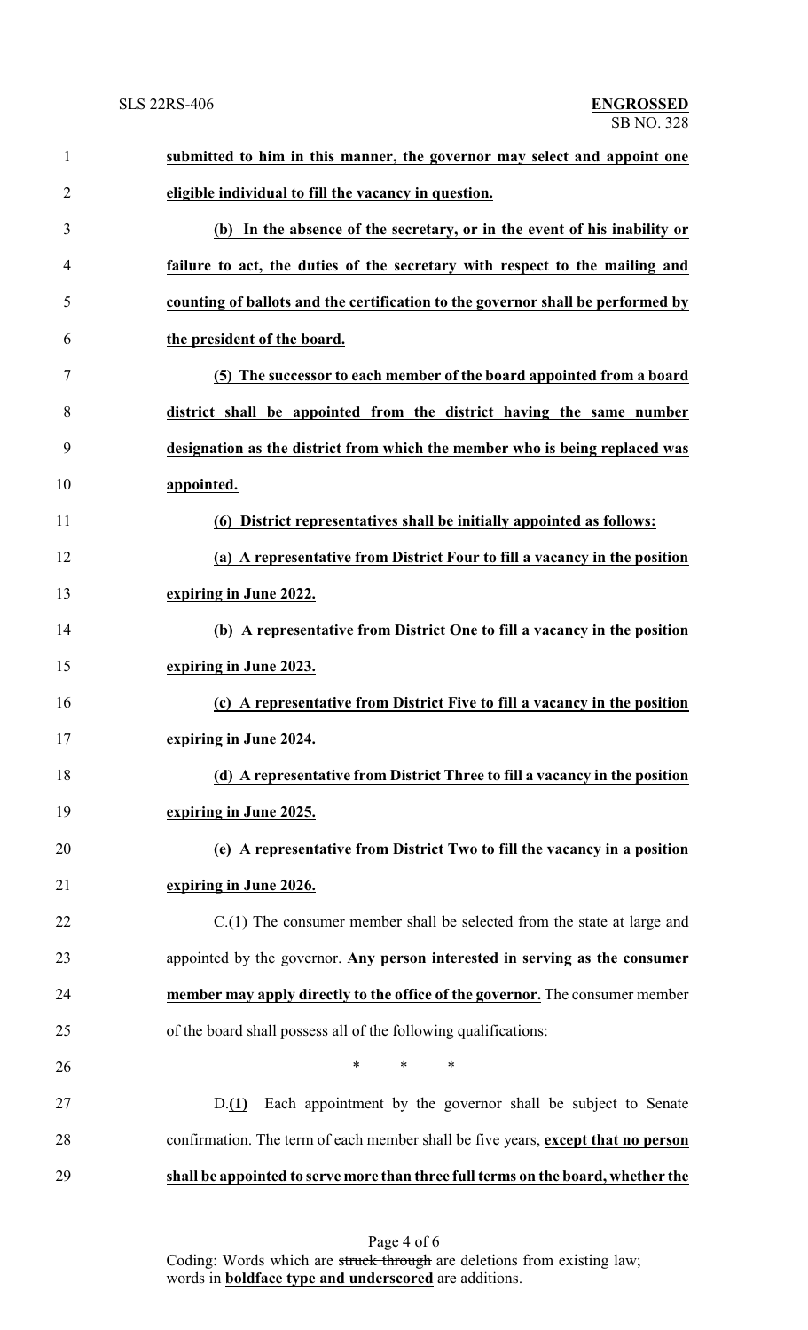**submitted to him in this manner, the governor may select and appoint one eligible individual to fill the vacancy in question.**

**(b) In the absence of the secretary, or in the event of his inability or failure to act, the duties of the secretary with respect to the mailing and counting of ballots and the certification to the governor shall be performed by the president of the board.**

**(5) The successor to each member of the board appointed from a board district shall be appointed from the district having the same number designation as the district from which the member who is being replaced was appointed.**

**(6) District representatives shall be initially appointed as follows:**

**(a) A representative from District Four to fill a vacancy in the position expiring in June 2022.**

**(b) A representative from District One to fill a vacancy in the position expiring in June 2023.**

**(c) A representative from District Five to fill a vacancy in the position expiring in June 2024.**

**(d) A representative from District Three to fill a vacancy in the position expiring in June 2025.**

**(e) A representative from District Two to fill the vacancy in a position expiring in June 2026.**

C.(1) The consumer member shall be selected from the state at large and appointed by the governor. **Any person interested in serving as the consumer member may apply directly to the office of the governor.** The consumer member of the board shall possess all of the following qualifications:

\* \* \*

D.**(1)** Each appointment by the governor shall be subject to Senate confirmation. The term of each member shall be five years, **except that no person shall be appointed to serve more than three full terms on the board, whether the**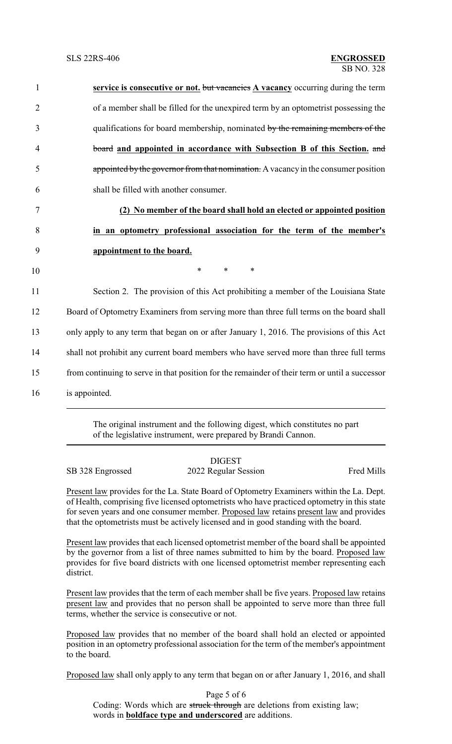**service is consecutive or not.** ~~but vacancies~~ **A vacancy** occurring during the term of a member shall be filled for the unexpired term by an optometrist possessing the qualifications for board membership, nominated ~~by the remaining members of the board~~ **and appointed in accordance with Subsection B of this Section.** ~~and appointed by the governor from that nomination.~~ A vacancy in the consumer position shall be filled with another consumer.

**(2) No member of the board shall hold an elected or appointed position in an optometry professional association for the term of the member's appointment to the board.**

\* \* \*

Section 2. The provision of this Act prohibiting a member of the Louisiana State Board of Optometry Examiners from serving more than three full terms on the board shall only apply to any term that began on or after January 1, 2016. The provisions of this Act shall not prohibit any current board members who have served more than three full terms from continuing to serve in that position for the remainder of their term or until a successor is appointed.

---

The original instrument and the following digest, which constitutes no part of the legislative instrument, were prepared by Brandi Cannon.

---

DIGEST

SB 328 Engrossed | 2022 Regular Session | Fred Mills

Present law provides for the La. State Board of Optometry Examiners within the La. Dept. of Health, comprising five licensed optometrists who have practiced optometry in this state for seven years and one consumer member. Proposed law retains present law and provides that the optometrists must be actively licensed and in good standing with the board.

Present law provides that each licensed optometrist member of the board shall be appointed by the governor from a list of three names submitted to him by the board. Proposed law provides for five board districts with one licensed optometrist member representing each district.

Present law provides that the term of each member shall be five years. Proposed law retains present law and provides that no person shall be appointed to serve more than three full terms, whether the service is consecutive or not.

Proposed law provides that no member of the board shall hold an elected or appointed position in an optometry professional association for the term of the member's appointment to the board.

Proposed law shall only apply to any term that began on or after January 1, 2016, and shall

Coding: Words which are ~~struck through~~ are deletions from existing law; words in **boldface type and underscored** are additions.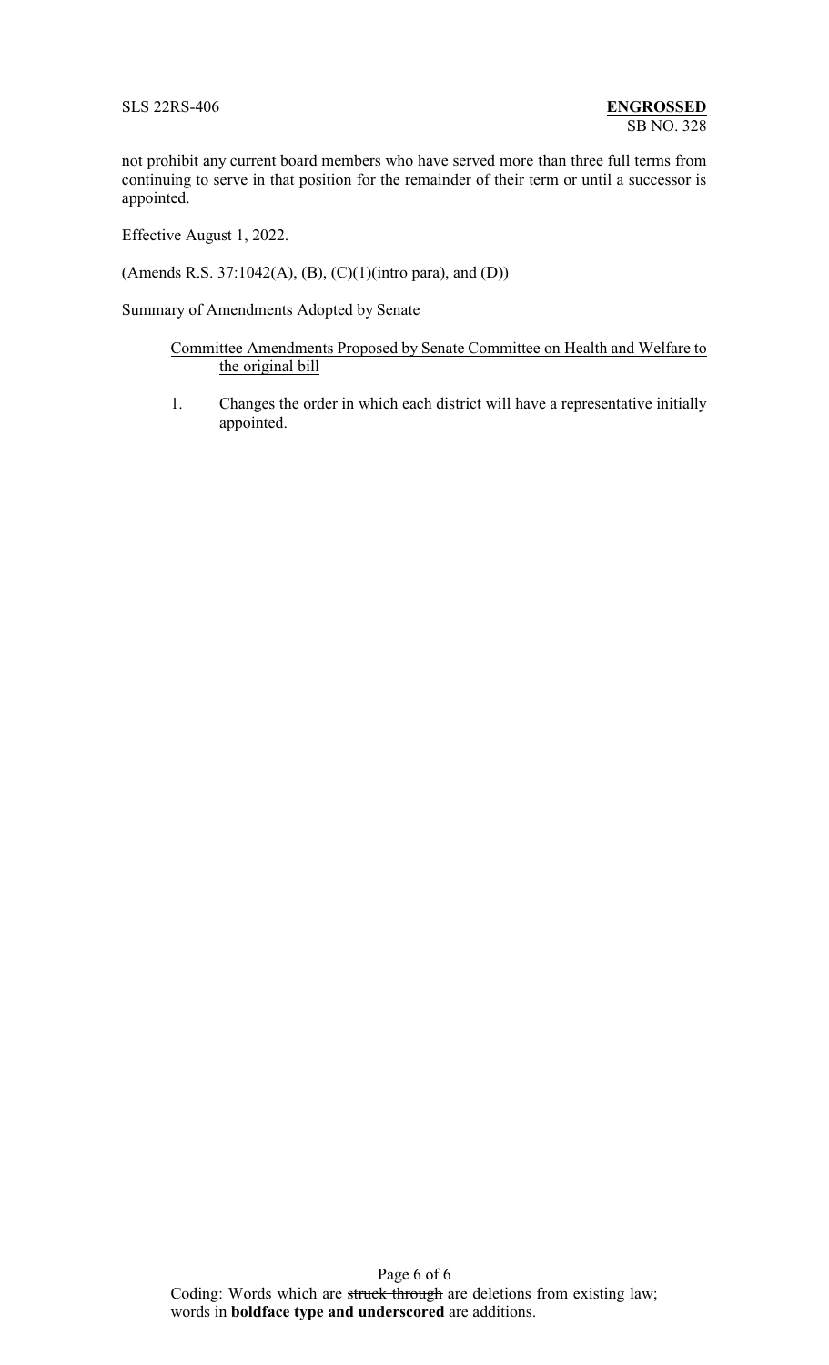not prohibit any current board members who have served more than three full terms from continuing to serve in that position for the remainder of their term or until a successor is appointed.

Effective August 1, 2022.

(Amends R.S. 37:1042(A), (B), (C)(1)(intro para), and (D))

Summary of Amendments Adopted by Senate

Committee Amendments Proposed by Senate Committee on Health and Welfare to the original bill

1. Changes the order in which each district will have a representative initially appointed.

Coding: Words which are ~~struck through~~ are deletions from existing law; words in **boldface type and underscored** are additions.